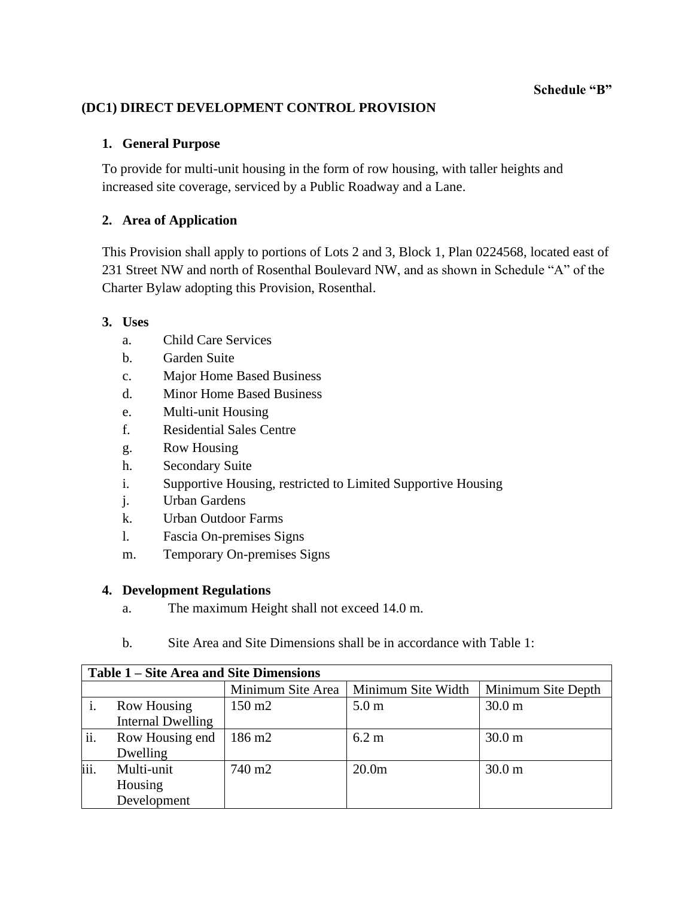**Schedule "B"**

## (DC1) DIRECT DEVELOPMENT CONTROL PROVISION

### 1. General Purpose

To provide for multi-unit housing in the form of row housing, with taller heights and increased site coverage, serviced by a Public Roadway and a Lane.

### 2. Area of Application

This Provision shall apply to portions of Lots 2 and 3, Block 1, Plan 0224568, located east of 231 Street NW and north of Rosenthal Boulevard NW, and as shown in Schedule "A" of the Charter Bylaw adopting this Provision, Rosenthal.

### 3. Uses

a. Child Care Services
b. Garden Suite
c. Major Home Based Business
d. Minor Home Based Business
e. Multi-unit Housing
f. Residential Sales Centre
g. Row Housing
h. Secondary Suite
i. Supportive Housing, restricted to Limited Supportive Housing
j. Urban Gardens
k. Urban Outdoor Farms
l. Fascia On-premises Signs
m. Temporary On-premises Signs

### 4. Development Regulations

a. The maximum Height shall not exceed 14.0 m.

b. Site Area and Site Dimensions shall be in accordance with Table 1:

| **Table 1 – Site Area and Site Dimensions** | | | |
|---|---|---|---|
| | Minimum Site Area | Minimum Site Width | Minimum Site Depth |
| i. Row Housing Internal Dwelling | 150 m2 | 5.0 m | 30.0 m |
| ii. Row Housing end Dwelling | 186 m2 | 6.2 m | 30.0 m |
| iii. Multi-unit Housing Development | 740 m2 | 20.0m | 30.0 m |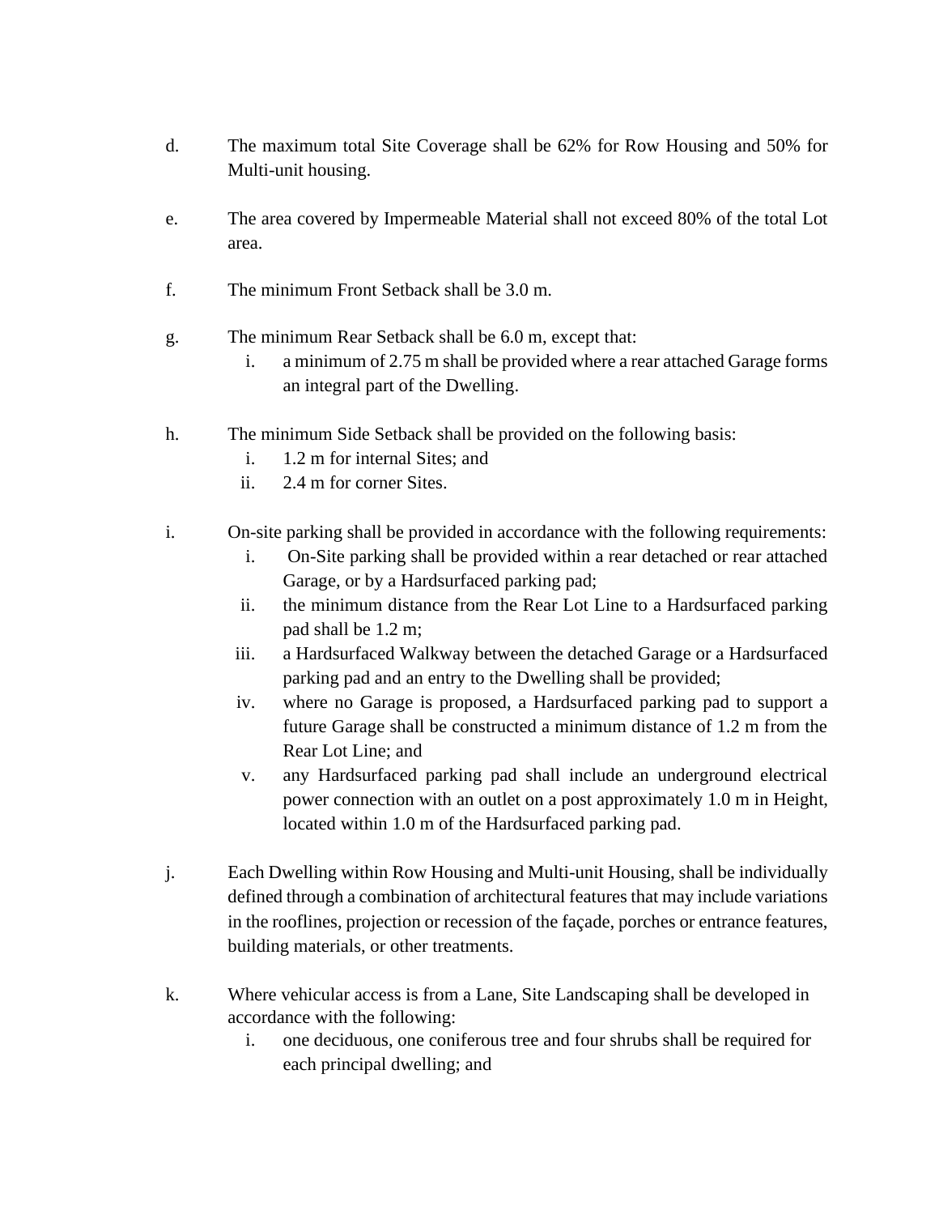d. The maximum total Site Coverage shall be 62% for Row Housing and 50% for Multi-unit housing.

e. The area covered by Impermeable Material shall not exceed 80% of the total Lot area.

f. The minimum Front Setback shall be 3.0 m.

g. The minimum Rear Setback shall be 6.0 m, except that:
   i. a minimum of 2.75 m shall be provided where a rear attached Garage forms an integral part of the Dwelling.

h. The minimum Side Setback shall be provided on the following basis:
   i. 1.2 m for internal Sites; and
   ii. 2.4 m for corner Sites.

i. On-site parking shall be provided in accordance with the following requirements:
   i. On-Site parking shall be provided within a rear detached or rear attached Garage, or by a Hardsurfaced parking pad;
   ii. the minimum distance from the Rear Lot Line to a Hardsurfaced parking pad shall be 1.2 m;
   iii. a Hardsurfaced Walkway between the detached Garage or a Hardsurfaced parking pad and an entry to the Dwelling shall be provided;
   iv. where no Garage is proposed, a Hardsurfaced parking pad to support a future Garage shall be constructed a minimum distance of 1.2 m from the Rear Lot Line; and
   v. any Hardsurfaced parking pad shall include an underground electrical power connection with an outlet on a post approximately 1.0 m in Height, located within 1.0 m of the Hardsurfaced parking pad.

j. Each Dwelling within Row Housing and Multi-unit Housing, shall be individually defined through a combination of architectural features that may include variations in the rooflines, projection or recession of the façade, porches or entrance features, building materials, or other treatments.

k. Where vehicular access is from a Lane, Site Landscaping shall be developed in accordance with the following:
   i. one deciduous, one coniferous tree and four shrubs shall be required for each principal dwelling; and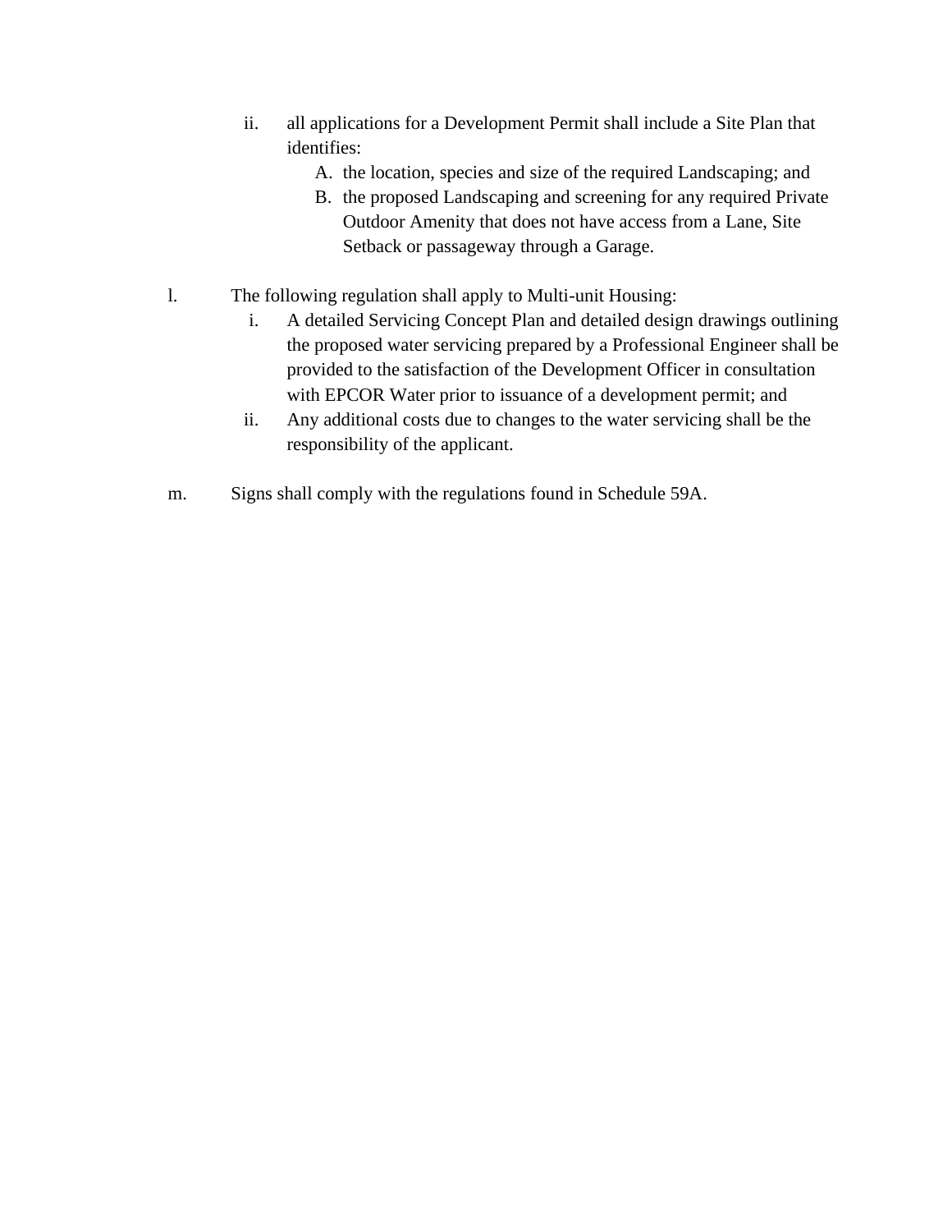ii. all applications for a Development Permit shall include a Site Plan that identifies:
      A. the location, species and size of the required Landscaping; and
      B. the proposed Landscaping and screening for any required Private Outdoor Amenity that does not have access from a Lane, Site Setback or passageway through a Garage.

l. The following regulation shall apply to Multi-unit Housing:
   i. A detailed Servicing Concept Plan and detailed design drawings outlining the proposed water servicing prepared by a Professional Engineer shall be provided to the satisfaction of the Development Officer in consultation with EPCOR Water prior to issuance of a development permit; and
   ii. Any additional costs due to changes to the water servicing shall be the responsibility of the applicant.

m. Signs shall comply with the regulations found in Schedule 59A.